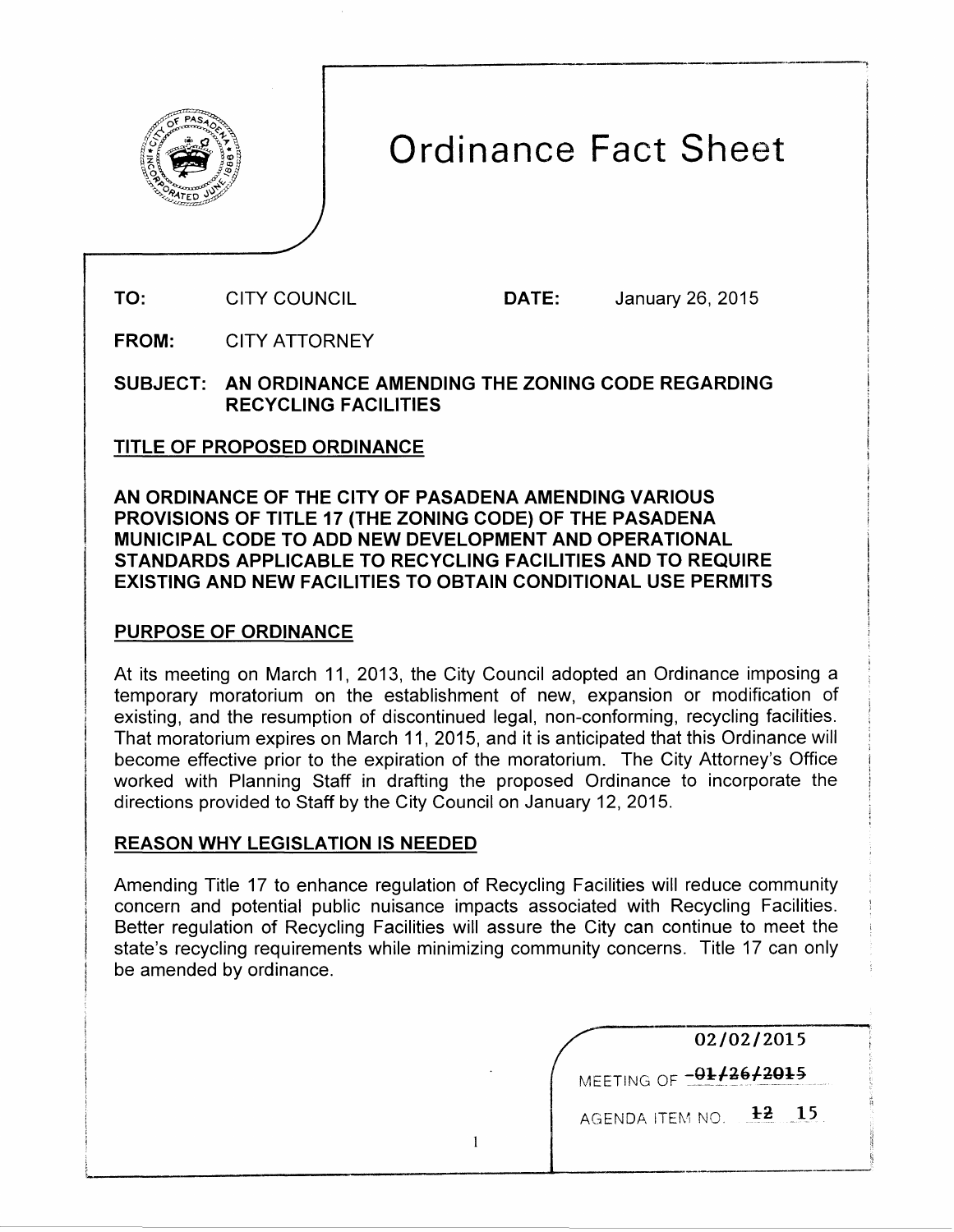# Ordinance Fact Sheet

**TO:** CITY COUNCIL **DATE:** January 26, 2015

**FROM:** CITY ATTORNEY

**SUBJECT: AN ORDINANCE AMENDING THE ZONING CODE REGARDING RECYCLING FACILITIES**

## TITLE OF PROPOSED ORDINANCE

**AN ORDINANCE OF THE CITY OF PASADENA AMENDING VARIOUS PROVISIONS OF TITLE 17 (THE ZONING CODE) OF THE PASADENA MUNICIPAL CODE TO ADD NEW DEVELOPMENT AND OPERATIONAL STANDARDS APPLICABLE TO RECYCLING FACILITIES AND TO REQUIRE EXISTING AND NEW FACILITIES TO OBTAIN CONDITIONAL USE PERMITS**

## PURPOSE OF ORDINANCE

At its meeting on March 11, 2013, the City Council adopted an Ordinance imposing a temporary moratorium on the establishment of new, expansion or modification of existing, and the resumption of discontinued legal, non-conforming, recycling facilities. That moratorium expires on March 11, 2015, and it is anticipated that this Ordinance will become effective prior to the expiration of the moratorium. The City Attorney's Office worked with Planning Staff in drafting the proposed Ordinance to incorporate the directions provided to Staff by the City Council on January 12, 2015.

## REASON WHY LEGISLATION IS NEEDED

Amending Title 17 to enhance regulation of Recycling Facilities will reduce community concern and potential public nuisance impacts associated with Recycling Facilities. Better regulation of Recycling Facilities will assure the City can continue to meet the state's recycling requirements while minimizing community concerns. Title 17 can only be amended by ordinance.

02/02/2015

MEETING OF ~~01/26/2015~~

AGENDA ITEM NO. ~~12~~ 15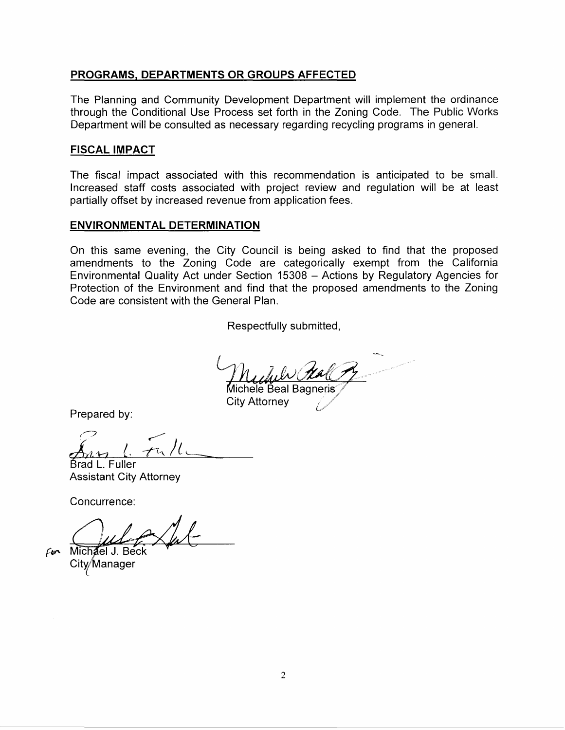## PROGRAMS, DEPARTMENTS OR GROUPS AFFECTED

The Planning and Community Development Department will implement the ordinance through the Conditional Use Process set forth in the Zoning Code. The Public Works Department will be consulted as necessary regarding recycling programs in general.

## FISCAL IMPACT

The fiscal impact associated with this recommendation is anticipated to be small. Increased staff costs associated with project review and regulation will be at least partially offset by increased revenue from application fees.

## ENVIRONMENTAL DETERMINATION

On this same evening, the City Council is being asked to find that the proposed amendments to the Zoning Code are categorically exempt from the California Environmental Quality Act under Section 15308 – Actions by Regulatory Agencies for Protection of the Environment and find that the proposed amendments to the Zoning Code are consistent with the General Plan.

Respectfully submitted,

Michele Beal Bagneris
City Attorney

Prepared by:

Brad L. Fuller
Assistant City Attorney

Concurrence:

For Michael J. Beck
City Manager